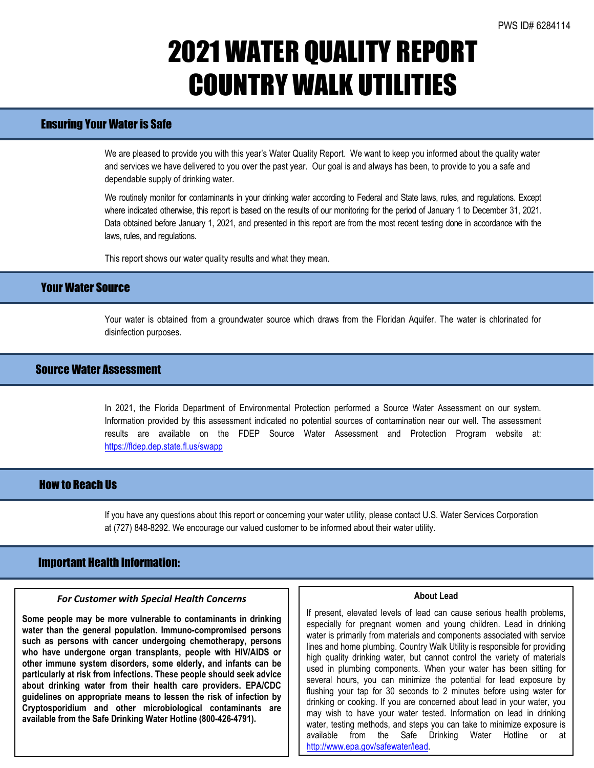PWS ID# 6284114

# 2021 WATER QUALITY REPORT
# COUNTRY WALK UTILITIES

## Ensuring Your Water is Safe

We are pleased to provide you with this year's Water Quality Report. We want to keep you informed about the quality water and services we have delivered to you over the past year. Our goal is and always has been, to provide to you a safe and dependable supply of drinking water.

We routinely monitor for contaminants in your drinking water according to Federal and State laws, rules, and regulations. Except where indicated otherwise, this report is based on the results of our monitoring for the period of January 1 to December 31, 2021. Data obtained before January 1, 2021, and presented in this report are from the most recent testing done in accordance with the laws, rules, and regulations.

This report shows our water quality results and what they mean.

## Your Water Source

Your water is obtained from a groundwater source which draws from the Floridan Aquifer. The water is chlorinated for disinfection purposes.

## Source Water Assessment

In 2021, the Florida Department of Environmental Protection performed a Source Water Assessment on our system. Information provided by this assessment indicated no potential sources of contamination near our well. The assessment results are available on the FDEP Source Water Assessment and Protection Program website at: https://fldep.dep.state.fl.us/swapp

## How to Reach Us

If you have any questions about this report or concerning your water utility, please contact U.S. Water Services Corporation at (727) 848-8292. We encourage our valued customer to be informed about their water utility.

## Important Health Information:

### *For Customer with Special Health Concerns*

**Some people may be more vulnerable to contaminants in drinking water than the general population. Immuno-compromised persons such as persons with cancer undergoing chemotherapy, persons who have undergone organ transplants, people with HIV/AIDS or other immune system disorders, some elderly, and infants can be particularly at risk from infections. These people should seek advice about drinking water from their health care providers. EPA/CDC guidelines on appropriate means to lessen the risk of infection by Cryptosporidium and other microbiological contaminants are available from the Safe Drinking Water Hotline (800-426-4791).**

### About Lead

If present, elevated levels of lead can cause serious health problems, especially for pregnant women and young children. Lead in drinking water is primarily from materials and components associated with service lines and home plumbing. Country Walk Utility is responsible for providing high quality drinking water, but cannot control the variety of materials used in plumbing components. When your water has been sitting for several hours, you can minimize the potential for lead exposure by flushing your tap for 30 seconds to 2 minutes before using water for drinking or cooking. If you are concerned about lead in your water, you may wish to have your water tested. Information on lead in drinking water, testing methods, and steps you can take to minimize exposure is available from the Safe Drinking Water Hotline or at http://www.epa.gov/safewater/lead.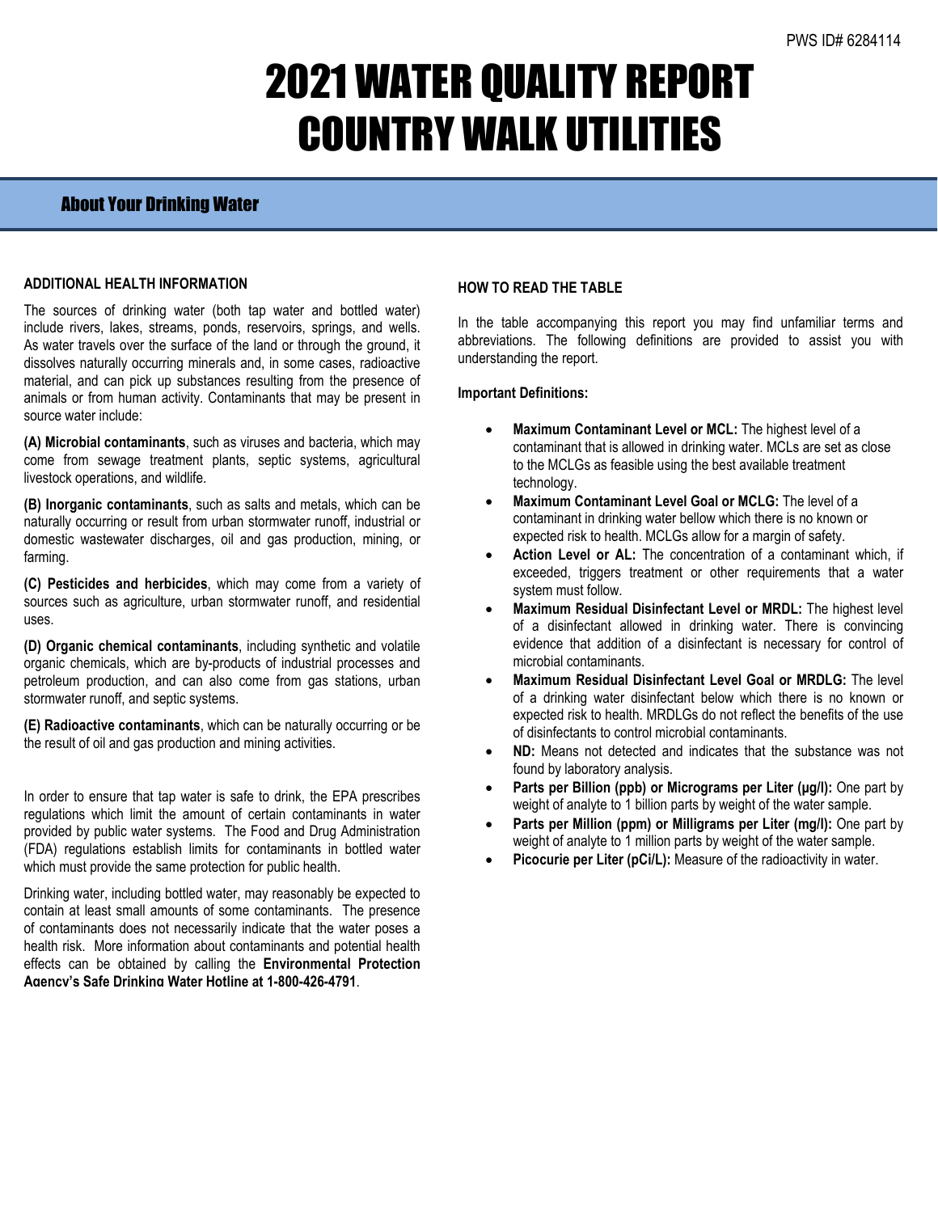PWS ID# 6284114

# 2021 WATER QUALITY REPORT COUNTRY WALK UTILITIES

## About Your Drinking Water

**ADDITIONAL HEALTH INFORMATION**

The sources of drinking water (both tap water and bottled water) include rivers, lakes, streams, ponds, reservoirs, springs, and wells. As water travels over the surface of the land or through the ground, it dissolves naturally occurring minerals and, in some cases, radioactive material, and can pick up substances resulting from the presence of animals or from human activity. Contaminants that may be present in source water include:

**(A) Microbial contaminants**, such as viruses and bacteria, which may come from sewage treatment plants, septic systems, agricultural livestock operations, and wildlife.

**(B) Inorganic contaminants**, such as salts and metals, which can be naturally occurring or result from urban stormwater runoff, industrial or domestic wastewater discharges, oil and gas production, mining, or farming.

**(C) Pesticides and herbicides**, which may come from a variety of sources such as agriculture, urban stormwater runoff, and residential uses.

**(D) Organic chemical contaminants**, including synthetic and volatile organic chemicals, which are by-products of industrial processes and petroleum production, and can also come from gas stations, urban stormwater runoff, and septic systems.

**(E) Radioactive contaminants**, which can be naturally occurring or be the result of oil and gas production and mining activities.

In order to ensure that tap water is safe to drink, the EPA prescribes regulations which limit the amount of certain contaminants in water provided by public water systems. The Food and Drug Administration (FDA) regulations establish limits for contaminants in bottled water which must provide the same protection for public health.

Drinking water, including bottled water, may reasonably be expected to contain at least small amounts of some contaminants. The presence of contaminants does not necessarily indicate that the water poses a health risk. More information about contaminants and potential health effects can be obtained by calling the **Environmental Protection Agency's Safe Drinking Water Hotline at 1-800-426-4791**.

**HOW TO READ THE TABLE**

In the table accompanying this report you may find unfamiliar terms and abbreviations. The following definitions are provided to assist you with understanding the report.

**Important Definitions:**

- **Maximum Contaminant Level or MCL:** The highest level of a contaminant that is allowed in drinking water. MCLs are set as close to the MCLGs as feasible using the best available treatment technology.
- **Maximum Contaminant Level Goal or MCLG:** The level of a contaminant in drinking water bellow which there is no known or expected risk to health. MCLGs allow for a margin of safety.
- **Action Level or AL:** The concentration of a contaminant which, if exceeded, triggers treatment or other requirements that a water system must follow.
- **Maximum Residual Disinfectant Level or MRDL:** The highest level of a disinfectant allowed in drinking water. There is convincing evidence that addition of a disinfectant is necessary for control of microbial contaminants.
- **Maximum Residual Disinfectant Level Goal or MRDLG:** The level of a drinking water disinfectant below which there is no known or expected risk to health. MRDLGs do not reflect the benefits of the use of disinfectants to control microbial contaminants.
- **ND:** Means not detected and indicates that the substance was not found by laboratory analysis.
- **Parts per Billion (ppb) or Micrograms per Liter (µg/l):** One part by weight of analyte to 1 billion parts by weight of the water sample.
- **Parts per Million (ppm) or Milligrams per Liter (mg/l):** One part by weight of analyte to 1 million parts by weight of the water sample.
- **Picocurie per Liter (pCi/L):** Measure of the radioactivity in water.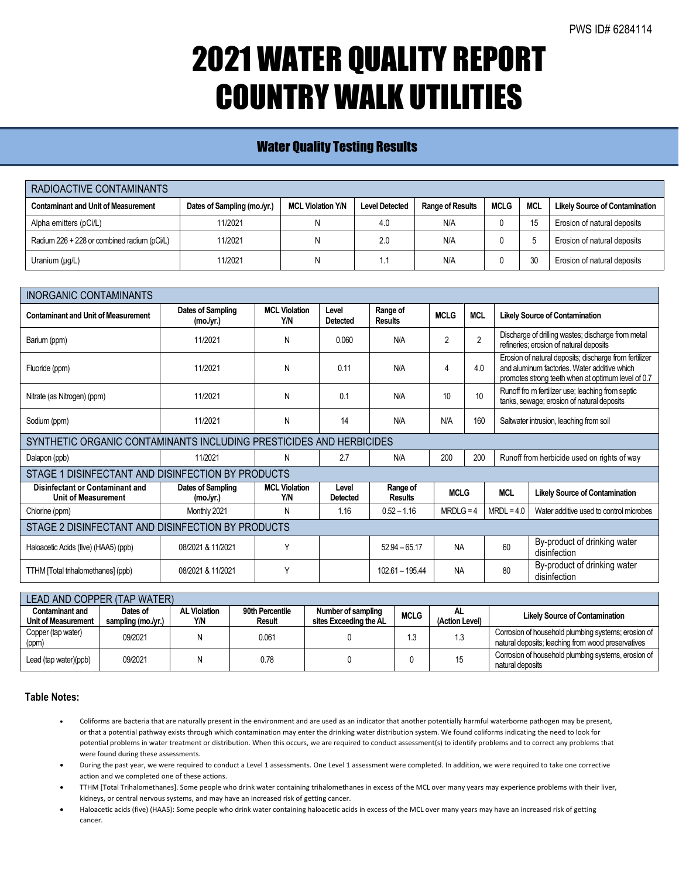PWS ID# 6284114

# 2021 WATER QUALITY REPORT COUNTRY WALK UTILITIES

## Water Quality Testing Results

| RADIOACTIVE CONTAMINANTS | | | | | | | |
|---|---|---|---|---|---|---|---|
| **Contaminant and Unit of Measurement** | **Dates of Sampling (mo./yr.)** | **MCL Violation Y/N** | **Level Detected** | **Range of Results** | **MCLG** | **MCL** | **Likely Source of Contamination** |
| Alpha emitters (pCi/L) | 11/2021 | N | 4.0 | N/A | 0 | 15 | Erosion of natural deposits |
| Radium 226 + 228 or combined radium (pCi/L) | 11/2021 | N | 2.0 | N/A | 0 | 5 | Erosion of natural deposits |
| Uranium (µg/L) | 11/2021 | N | 1.1 | N/A | 0 | 30 | Erosion of natural deposits |

| INORGANIC CONTAMINANTS | | | | | | | |
|---|---|---|---|---|---|---|---|
| **Contaminant and Unit of Measurement** | **Dates of Sampling (mo./yr.)** | **MCL Violation Y/N** | **Level Detected** | **Range of Results** | **MCLG** | **MCL** | **Likely Source of Contamination** |
| Barium (ppm) | 11/2021 | N | 0.060 | N/A | 2 | 2 | Discharge of drilling wastes; discharge from metal refineries; erosion of natural deposits |
| Fluoride (ppm) | 11/2021 | N | 0.11 | N/A | 4 | 4.0 | Erosion of natural deposits; discharge from fertilizer and aluminum factories. Water additive which promotes strong teeth when at optimum level of 0.7 |
| Nitrate (as Nitrogen) (ppm) | 11/2021 | N | 0.1 | N/A | 10 | 10 | Runoff fro m fertilizer use; leaching from septic tanks, sewage; erosion of natural deposits |
| Sodium (ppm) | 11/2021 | N | 14 | N/A | N/A | 160 | Saltwater intrusion, leaching from soil |
| **SYNTHETIC ORGANIC CONTAMINANTS INCLUDING PRESTICIDES AND HERBICIDES** | | | | | | | |
| Dalapon (ppb) | 11/2021 | N | 2.7 | N/A | 200 | 200 | Runoff from herbicide used on rights of way |
| **STAGE 1 DISINFECTANT AND DISINFECTION BY PRODUCTS** | | | | | | | |
| **Disinfectant or Contaminant and Unit of Measurement** | **Dates of Sampling (mo./yr.)** | **MCL Violation Y/N** | **Level Detected** | **Range of Results** | **MCLG** | **MCL** | **Likely Source of Contamination** |
| Chlorine (ppm) | Monthly 2021 | N | 1.16 | 0.52 – 1.16 | MRDLG = 4 | MRDL = 4.0 | Water additive used to control microbes |
| **STAGE 2 DISINFECTANT AND DISINFECTION BY PRODUCTS** | | | | | | | |
| Haloacetic Acids (five) (HAA5) (ppb) | 08/2021 & 11/2021 | Y | | 52.94 – 65.17 | NA | 60 | By-product of drinking water disinfection |
| TTHM [Total trihalomethanes] (ppb) | 08/2021 & 11/2021 | Y | | 102.61 – 195.44 | NA | 80 | By-product of drinking water disinfection |

| LEAD AND COPPER (TAP WATER) | | | | | | | |
|---|---|---|---|---|---|---|---|
| **Contaminant and Unit of Measurement** | **Dates of sampling (mo./yr.)** | **AL Violation Y/N** | **90th Percentile Result** | **Number of sampling sites Exceeding the AL** | **MCLG** | **AL (Action Level)** | **Likely Source of Contamination** |
| Copper (tap water) (ppm) | 09/2021 | N | 0.061 | 0 | 1.3 | 1.3 | Corrosion of household plumbing systems; erosion of natural deposits; leaching from wood preservatives |
| Lead (tap water)(ppb) | 09/2021 | N | 0.78 | 0 | 0 | 15 | Corrosion of household plumbing systems, erosion of natural deposits |

### Table Notes:

- Coliforms are bacteria that are naturally present in the environment and are used as an indicator that another potentially harmful waterborne pathogen may be present, or that a potential pathway exists through which contamination may enter the drinking water distribution system. We found coliforms indicating the need to look for potential problems in water treatment or distribution. When this occurs, we are required to conduct assessment(s) to identify problems and to correct any problems that were found during these assessments.
- During the past year, we were required to conduct a Level 1 assessments. One Level 1 assessment were completed. In addition, we were required to take one corrective action and we completed one of these actions.
- TTHM [Total Trihalomethanes]. Some people who drink water containing trihalomethanes in excess of the MCL over many years may experience problems with their liver, kidneys, or central nervous systems, and may have an increased risk of getting cancer.
- Haloacetic acids (five) (HAA5): Some people who drink water containing haloacetic acids in excess of the MCL over many years may have an increased risk of getting cancer.